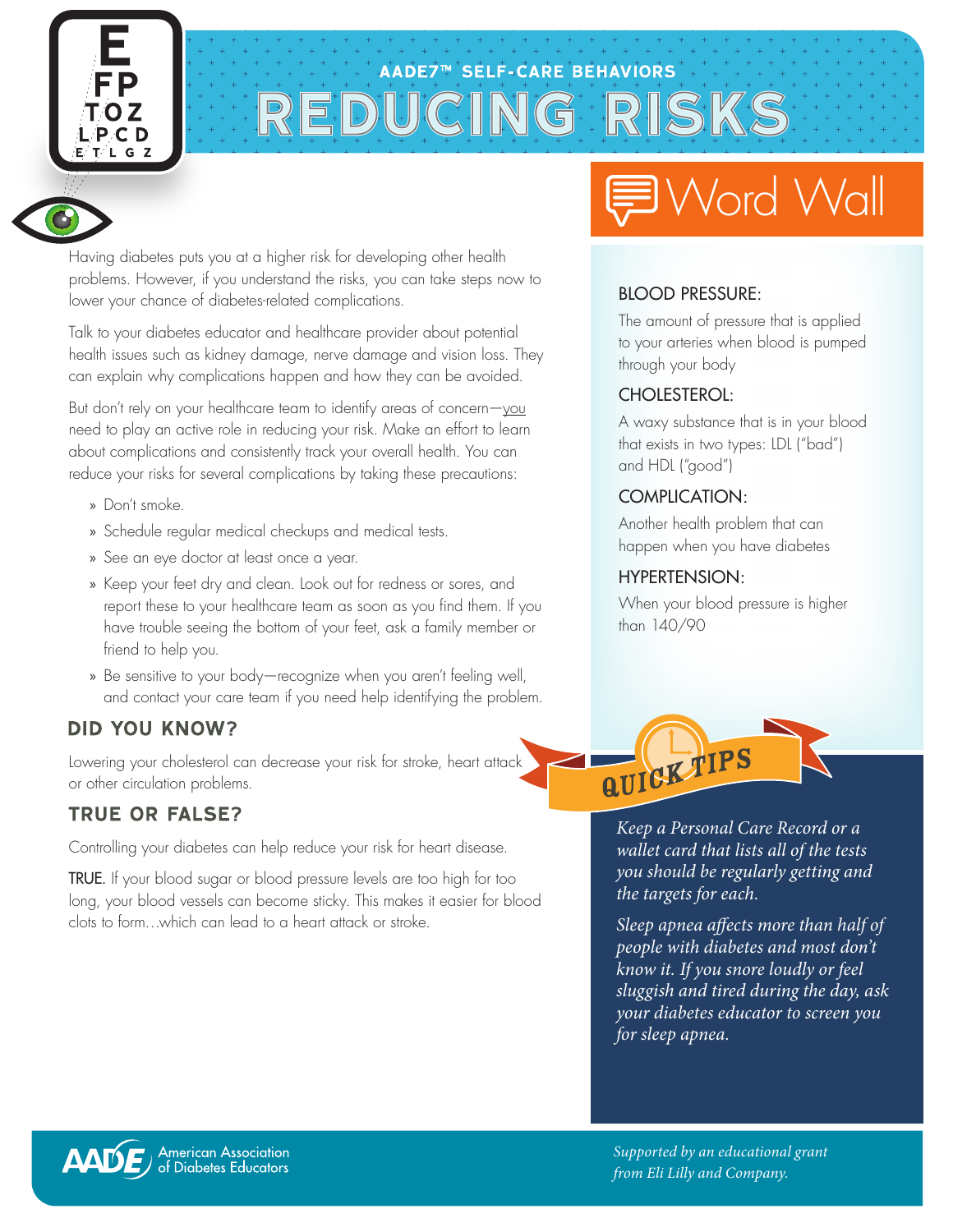# AADE7™ SELF-CARE BEHAVIORS

# REDUCING RISKS

Having diabetes puts you at a higher risk for developing other health problems. However, if you understand the risks, you can take steps now to lower your chance of diabetes-related complications.

Talk to your diabetes educator and healthcare provider about potential health issues such as kidney damage, nerve damage and vision loss. They can explain why complications happen and how they can be avoided.

But don't rely on your healthcare team to identify areas of concern—you need to play an active role in reducing your risk. Make an effort to learn about complications and consistently track your overall health. You can reduce your risks for several complications by taking these precautions:

- Don't smoke.
- Schedule regular medical checkups and medical tests.
- See an eye doctor at least once a year.
- Keep your feet dry and clean. Look out for redness or sores, and report these to your healthcare team as soon as you find them. If you have trouble seeing the bottom of your feet, ask a family member or friend to help you.
- Be sensitive to your body—recognize when you aren't feeling well, and contact your care team if you need help identifying the problem.

## DID YOU KNOW?

Lowering your cholesterol can decrease your risk for stroke, heart attack or other circulation problems.

## TRUE OR FALSE?

Controlling your diabetes can help reduce your risk for heart disease.

**TRUE.** If your blood sugar or blood pressure levels are too high for too long, your blood vessels can become sticky. This makes it easier for blood clots to form…which can lead to a heart attack or stroke.

## Word Wall

**BLOOD PRESSURE:**

The amount of pressure that is applied to your arteries when blood is pumped through your body

**CHOLESTEROL:**

A waxy substance that is in your blood that exists in two types: LDL ("bad") and HDL ("good")

**COMPLICATION:**

Another health problem that can happen when you have diabetes

**HYPERTENSION:**

When your blood pressure is higher than 140/90

## QUICK TIPS

*Keep a Personal Care Record or a wallet card that lists all of the tests you should be regularly getting and the targets for each.*

*Sleep apnea affects more than half of people with diabetes and most don't know it. If you snore loudly or feel sluggish and tired during the day, ask your diabetes educator to screen you for sleep apnea.*

AADE American Association of Diabetes Educators

*Supported by an educational grant from Eli Lilly and Company.*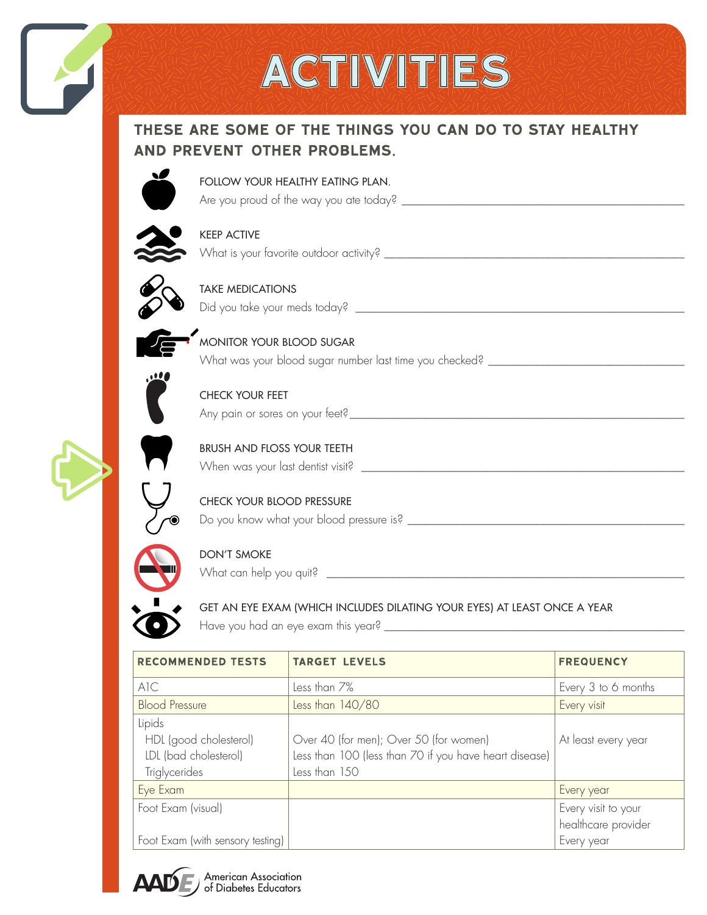# ACTIVITIES

## THESE ARE SOME OF THE THINGS YOU CAN DO TO STAY HEALTHY AND PREVENT OTHER PROBLEMS.

FOLLOW YOUR HEALTHY EATING PLAN.
Are you proud of the way you ate today? ______________________________

KEEP ACTIVE
What is your favorite outdoor activity? ______________________________

TAKE MEDICATIONS
Did you take your meds today? ______________________________

MONITOR YOUR BLOOD SUGAR
What was your blood sugar number last time you checked? ______________________________

CHECK YOUR FEET
Any pain or sores on your feet? ______________________________

BRUSH AND FLOSS YOUR TEETH
When was your last dentist visit? ______________________________

CHECK YOUR BLOOD PRESSURE
Do you know what your blood pressure is? ______________________________

DON'T SMOKE
What can help you quit? ______________________________

GET AN EYE EXAM (WHICH INCLUDES DILATING YOUR EYES) AT LEAST ONCE A YEAR
Have you had an eye exam this year? ______________________________

| RECOMMENDED TESTS | TARGET LEVELS | FREQUENCY |
|---|---|---|
| A1C | Less than 7% | Every 3 to 6 months |
| Blood Pressure | Less than 140/80 | Every visit |
| Lipids<br>HDL (good cholesterol)<br>LDL (bad cholesterol)<br>Triglycerides | <br>Over 40 (for men); Over 50 (for women)<br>Less than 100 (less than 70 if you have heart disease)<br>Less than 150 | At least every year |
| Eye Exam | | Every year |
| Foot Exam (visual)<br><br>Foot Exam (with sensory testing) | | Every visit to your healthcare provider<br>Every year |

AADE American Association of Diabetes Educators